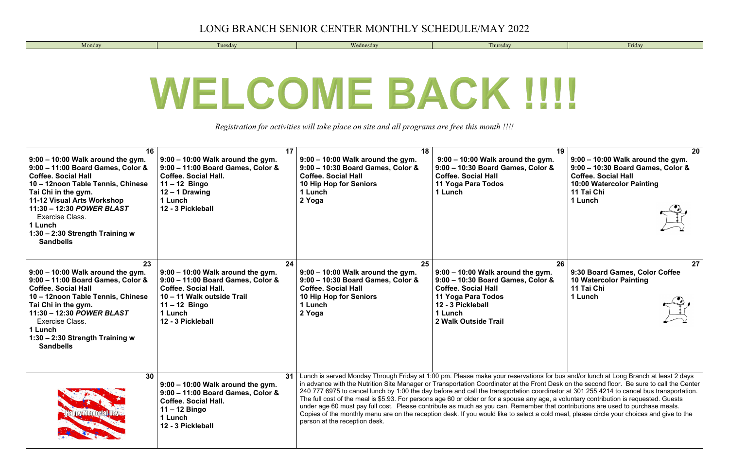# LONG BRANCH SENIOR CENTER MONTHLY SCHEDULE/MAY 2022

# WELCOME BACK !!!!

*Registration for activities will take place on site and all programs are free this month !!!!*

| Monday | Tuesday | Wednesday | Thursday | Friday |
|---|---|---|---|---|
| **16**<br>**9:00 – 10:00 Walk around the gym.**<br>**9:00 – 11:00 Board Games, Color & Coffee. Social Hall**<br>**10 – 12noon Table Tennis, Chinese Tai Chi in the gym.**<br>**11-12 Visual Arts Workshop**<br>**11:30 – 12:30 *POWER BLAST*** Exercise Class.<br>**1 Lunch**<br>**1:30 – 2:30 Strength Training w Sandbells** | **17**<br>**9:00 – 10:00 Walk around the gym.**<br>**9:00 – 11:00 Board Games, Color & Coffee. Social Hall.**<br>**11 – 12 Bingo**<br>**12 – 1 Drawing**<br>**1 Lunch**<br>**12 - 3 Pickleball** | **18**<br>**9:00 – 10:00 Walk around the gym.**<br>**9:00 – 10:30 Board Games, Color & Coffee. Social Hall**<br>**10 Hip Hop for Seniors**<br>**1 Lunch**<br>**2 Yoga** | **19**<br>**9:00 – 10:00 Walk around the gym.**<br>**9:00 – 10:30 Board Games, Color & Coffee. Social Hall**<br>**11 Yoga Para Todos**<br>**1 Lunch** | **20**<br>**9:00 – 10:00 Walk around the gym.**<br>**9:00 – 10:30 Board Games, Color & Coffee. Social Hall**<br>**10:00 Watercolor Painting**<br>**11 Tai Chi**<br>**1 Lunch** |
| **23**<br>**9:00 – 10:00 Walk around the gym.**<br>**9:00 – 11:00 Board Games, Color & Coffee. Social Hall**<br>**10 – 12noon Table Tennis, Chinese Tai Chi in the gym.**<br>**11:30 – 12:30 *POWER BLAST*** Exercise Class.<br>**1 Lunch**<br>**1:30 – 2:30 Strength Training w Sandbells** | **24**<br>**9:00 – 10:00 Walk around the gym.**<br>**9:00 – 11:00 Board Games, Color & Coffee. Social Hall.**<br>**10 – 11 Walk outside Trail**<br>**11 – 12 Bingo**<br>**1 Lunch**<br>**12 - 3 Pickleball** | **25**<br>**9:00 – 10:00 Walk around the gym.**<br>**9:00 – 10:30 Board Games, Color & Coffee. Social Hall**<br>**10 Hip Hop for Seniors**<br>**1 Lunch**<br>**2 Yoga** | **26**<br>**9:00 – 10:00 Walk around the gym.**<br>**9:00 – 10:30 Board Games, Color & Coffee. Social Hall**<br>**11 Yoga Para Todos**<br>**12 - 3 Pickleball**<br>**1 Lunch**<br>**2 Walk Outside Trail** | **27**<br>**9:30 Board Games, Color Coffee**<br>**10 Watercolor Painting**<br>**11 Tai Chi**<br>**1 Lunch** |
| **30**<br>Happy Memorial Day | **31**<br>**9:00 – 10:00 Walk around the gym.**<br>**9:00 – 11:00 Board Games, Color & Coffee. Social Hall.**<br>**11 – 12 Bingo**<br>**1 Lunch**<br>**12 - 3 Pickleball** | Lunch is served Monday Through Friday at 1:00 pm. Please make your reservations for bus and/or lunch at Long Branch at least 2 days in advance with the Nutrition Site Manager or Transportation Coordinator at the Front Desk on the second floor. Be sure to call the Center 240 777 6975 to cancel lunch by 1:00 the day before and call the transportation coordinator at 301 255 4214 to cancel bus transportation. The full cost of the meal is $5.93. For persons age 60 or older or for a spouse any age, a voluntary contribution is requested. Guests under age 60 must pay full cost. Please contribute as much as you can. Remember that contributions are used to purchase meals. Copies of the monthly menu are on the reception desk. If you would like to select a cold meal, please circle your choices and give to the person at the reception desk. | | |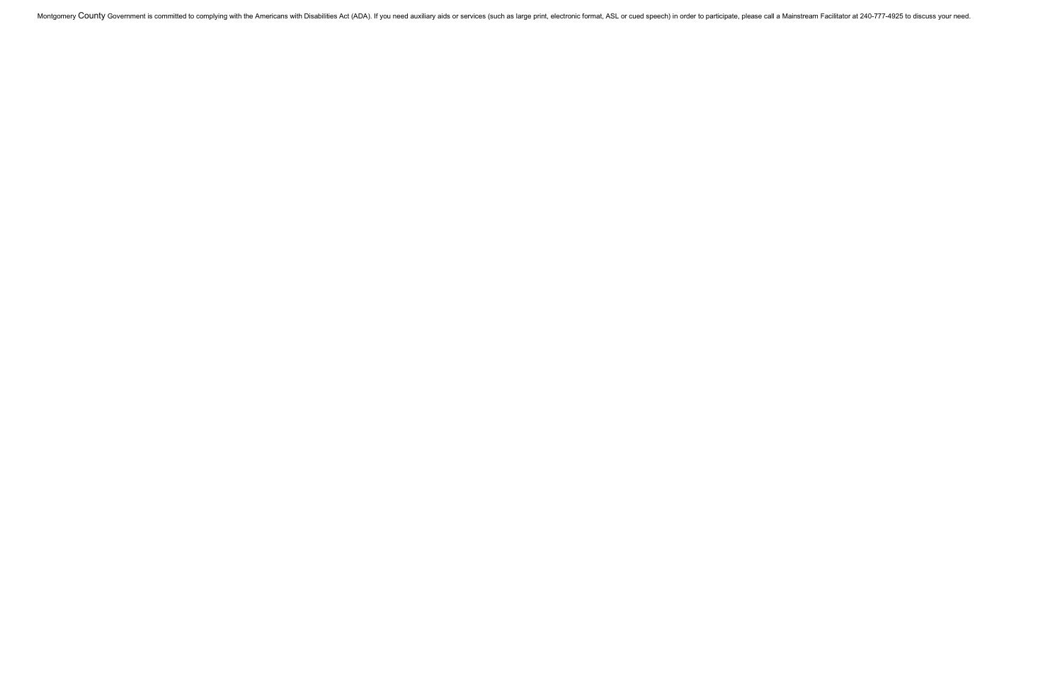Montgomery County Government is committed to complying with the Americans with Disabilities Act (ADA). If you need auxiliary aids or services (such as large print, electronic format, ASL or cued speech) in order to participate, please call a Mainstream Facilitator at 240-777-4925 to discuss your need.